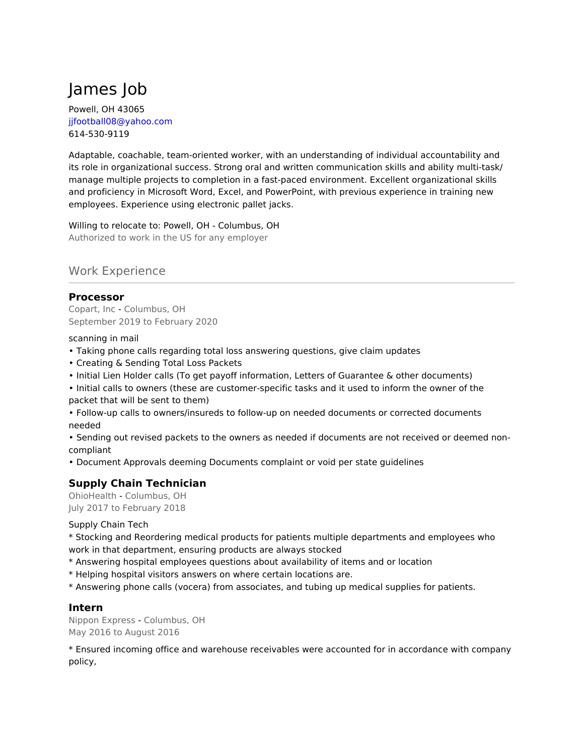# James Job

Powell, OH 43065
jjfootball08@yahoo.com
614-530-9119

Adaptable, coachable, team-oriented worker, with an understanding of individual accountability and its role in organizational success. Strong oral and written communication skills and ability multi-task/ manage multiple projects to completion in a fast-paced environment. Excellent organizational skills and proficiency in Microsoft Word, Excel, and PowerPoint, with previous experience in training new employees. Experience using electronic pallet jacks.

Willing to relocate to: Powell, OH - Columbus, OH
Authorized to work in the US for any employer

## Work Experience

### Processor

Copart, Inc - Columbus, OH
September 2019 to February 2020

scanning in mail
• Taking phone calls regarding total loss answering questions, give claim updates
• Creating & Sending Total Loss Packets
• Initial Lien Holder calls (To get payoff information, Letters of Guarantee & other documents)
• Initial calls to owners (these are customer-specific tasks and it used to inform the owner of the packet that will be sent to them)
• Follow-up calls to owners/insureds to follow-up on needed documents or corrected documents needed
• Sending out revised packets to the owners as needed if documents are not received or deemed non-compliant
• Document Approvals deeming Documents complaint or void per state guidelines

### Supply Chain Technician

OhioHealth - Columbus, OH
July 2017 to February 2018

Supply Chain Tech
* Stocking and Reordering medical products for patients multiple departments and employees who work in that department, ensuring products are always stocked
* Answering hospital employees questions about availability of items and or location
* Helping hospital visitors answers on where certain locations are.
* Answering phone calls (vocera) from associates, and tubing up medical supplies for patients.

### Intern

Nippon Express - Columbus, OH
May 2016 to August 2016

* Ensured incoming office and warehouse receivables were accounted for in accordance with company policy,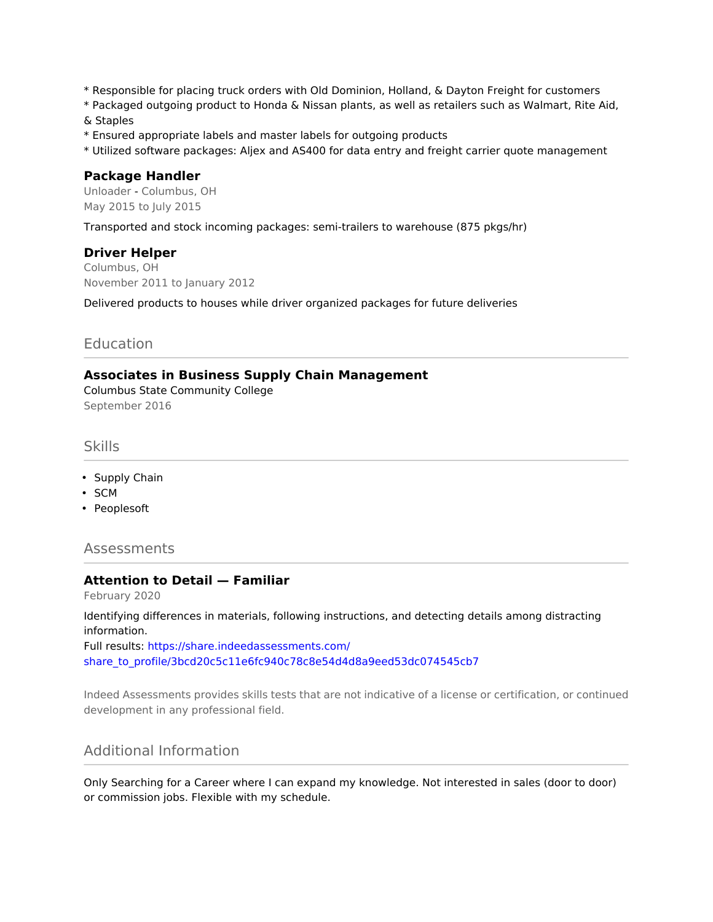* Responsible for placing truck orders with Old Dominion, Holland, & Dayton Freight for customers
* Packaged outgoing product to Honda & Nissan plants, as well as retailers such as Walmart, Rite Aid, & Staples
* Ensured appropriate labels and master labels for outgoing products
* Utilized software packages: Aljex and AS400 for data entry and freight carrier quote management

### Package Handler

Unloader - Columbus, OH
May 2015 to July 2015

Transported and stock incoming packages: semi-trailers to warehouse (875 pkgs/hr)

### Driver Helper

Columbus, OH
November 2011 to January 2012

Delivered products to houses while driver organized packages for future deliveries

## Education

### Associates in Business Supply Chain Management

Columbus State Community College
September 2016

## Skills

- Supply Chain
- SCM
- Peoplesoft

## Assessments

### Attention to Detail — Familiar

February 2020

Identifying differences in materials, following instructions, and detecting details among distracting information.
Full results: https://share.indeedassessments.com/share_to_profile/3bcd20c5c11e6fc940c78c8e54d4d8a9eed53dc074545cb7

Indeed Assessments provides skills tests that are not indicative of a license or certification, or continued development in any professional field.

## Additional Information

Only Searching for a Career where I can expand my knowledge. Not interested in sales (door to door) or commission jobs. Flexible with my schedule.